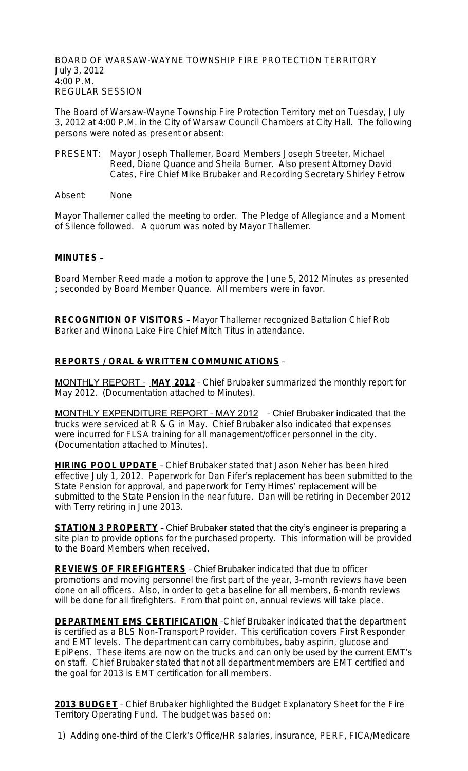BOARD OF WARSAW-WAYNE TOWNSHIP FIRE PROTECTION TERRITORY
July 3, 2012
4:00 P.M.
REGULAR SESSION

The Board of Warsaw-Wayne Township Fire Protection Territory met on Tuesday, July 3, 2012 at 4:00 P.M. in the City of Warsaw Council Chambers at City Hall. The following persons were noted as present or absent:

PRESENT: Mayor Joseph Thallemer, Board Members Joseph Streeter, Michael Reed, Diane Quance and Sheila Burner. Also present Attorney David Cates, Fire Chief Mike Brubaker and Recording Secretary Shirley Fetrow

Absent: None

Mayor Thallemer called the meeting to order. The Pledge of Allegiance and a Moment of Silence followed. A quorum was noted by Mayor Thallemer.

**MINUTES** –

Board Member Reed made a motion to approve the June 5, 2012 Minutes as presented ; seconded by Board Member Quance. All members were in favor.

**RECOGNITION OF VISITORS** – Mayor Thallemer recognized Battalion Chief Rob Barker and Winona Lake Fire Chief Mitch Titus in attendance.

**REPORTS / ORAL & WRITTEN COMMUNICATIONS** –

MONTHLY REPORT – **MAY 2012** – Chief Brubaker summarized the monthly report for May 2012. (Documentation attached to Minutes).

MONTHLY EXPENDITURE REPORT – MAY 2012 – Chief Brubaker indicated that the trucks were serviced at R & G in May. Chief Brubaker also indicated that expenses were incurred for FLSA training for all management/officer personnel in the city. (Documentation attached to Minutes).

**HIRING POOL UPDATE** – Chief Brubaker stated that Jason Neher has been hired effective July 1, 2012. Paperwork for Dan Fifer's replacement has been submitted to the State Pension for approval, and paperwork for Terry Himes' replacement will be submitted to the State Pension in the near future. Dan will be retiring in December 2012 with Terry retiring in June 2013.

**STATION 3 PROPERTY** – Chief Brubaker stated that the city's engineer is preparing a site plan to provide options for the purchased property. This information will be provided to the Board Members when received.

**REVIEWS OF FIREFIGHTERS** – Chief Brubaker indicated that due to officer promotions and moving personnel the first part of the year, 3-month reviews have been done on all officers. Also, in order to get a baseline for all members, 6-month reviews will be done for all firefighters. From that point on, annual reviews will take place.

**DEPARTMENT EMS CERTIFICATION** –Chief Brubaker indicated that the department is certified as a BLS Non-Transport Provider. This certification covers First Responder and EMT levels. The department can carry combitubes, baby aspirin, glucose and EpiPens. These items are now on the trucks and can only be used by the current EMT's on staff. Chief Brubaker stated that not all department members are EMT certified and the goal for 2013 is EMT certification for all members.

**2013 BUDGET** – Chief Brubaker highlighted the Budget Explanatory Sheet for the Fire Territory Operating Fund. The budget was based on:

1) Adding one-third of the Clerk's Office/HR salaries, insurance, PERF, FICA/Medicare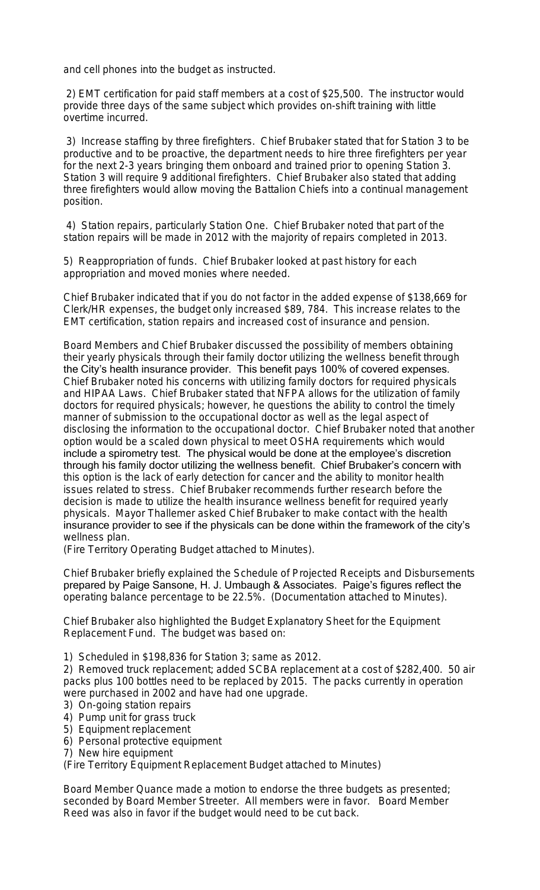and cell phones into the budget as instructed.

2) EMT certification for paid staff members at a cost of $25,500. The instructor would provide three days of the same subject which provides on-shift training with little overtime incurred.

3) Increase staffing by three firefighters. Chief Brubaker stated that for Station 3 to be productive and to be proactive, the department needs to hire three firefighters per year for the next 2-3 years bringing them onboard and trained prior to opening Station 3. Station 3 will require 9 additional firefighters. Chief Brubaker also stated that adding three firefighters would allow moving the Battalion Chiefs into a continual management position.

4) Station repairs, particularly Station One. Chief Brubaker noted that part of the station repairs will be made in 2012 with the majority of repairs completed in 2013.

5) Reappropriation of funds. Chief Brubaker looked at past history for each appropriation and moved monies where needed.

Chief Brubaker indicated that if you do not factor in the added expense of $138,669 for Clerk/HR expenses, the budget only increased $89, 784. This increase relates to the EMT certification, station repairs and increased cost of insurance and pension.

Board Members and Chief Brubaker discussed the possibility of members obtaining their yearly physicals through their family doctor utilizing the wellness benefit through the City's health insurance provider. This benefit pays 100% of covered expenses. Chief Brubaker noted his concerns with utilizing family doctors for required physicals and HIPAA Laws. Chief Brubaker stated that NFPA allows for the utilization of family doctors for required physicals; however, he questions the ability to control the timely manner of submission to the occupational doctor as well as the legal aspect of disclosing the information to the occupational doctor. Chief Brubaker noted that another option would be a scaled down physical to meet OSHA requirements which would include a spirometry test. The physical would be done at the employee's discretion through his family doctor utilizing the wellness benefit. Chief Brubaker's concern with this option is the lack of early detection for cancer and the ability to monitor health issues related to stress. Chief Brubaker recommends further research before the decision is made to utilize the health insurance wellness benefit for required yearly physicals. Mayor Thallemer asked Chief Brubaker to make contact with the health insurance provider to see if the physicals can be done within the framework of the city's wellness plan.
(Fire Territory Operating Budget attached to Minutes).

Chief Brubaker briefly explained the Schedule of Projected Receipts and Disbursements prepared by Paige Sansone, H. J. Umbaugh & Associates. Paige's figures reflect the operating balance percentage to be 22.5%. (Documentation attached to Minutes).

Chief Brubaker also highlighted the Budget Explanatory Sheet for the Equipment Replacement Fund. The budget was based on:

1) Scheduled in $198,836 for Station 3; same as 2012.
2) Removed truck replacement; added SCBA replacement at a cost of $282,400. 50 air packs plus 100 bottles need to be replaced by 2015. The packs currently in operation were purchased in 2002 and have had one upgrade.
3) On-going station repairs
4) Pump unit for grass truck
5) Equipment replacement
6) Personal protective equipment
7) New hire equipment

(Fire Territory Equipment Replacement Budget attached to Minutes)

Board Member Quance made a motion to endorse the three budgets as presented; seconded by Board Member Streeter. All members were in favor. Board Member Reed was also in favor if the budget would need to be cut back.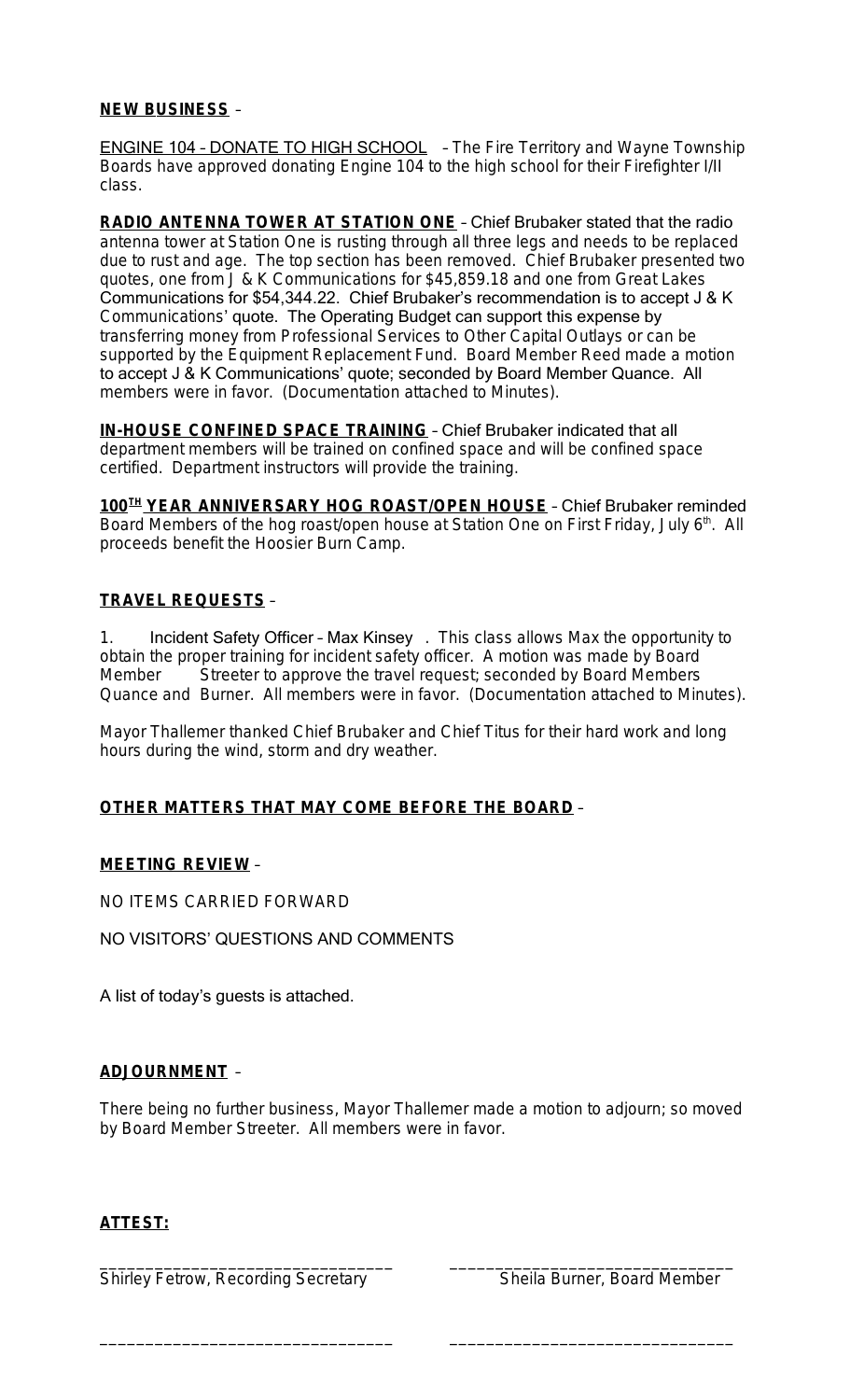**NEW BUSINESS** –

ENGINE 104 – DONATE TO HIGH SCHOOL – The Fire Territory and Wayne Township Boards have approved donating Engine 104 to the high school for their Firefighter I/II class.

**RADIO ANTENNA TOWER AT STATION ONE** – Chief Brubaker stated that the radio antenna tower at Station One is rusting through all three legs and needs to be replaced due to rust and age. The top section has been removed. Chief Brubaker presented two quotes, one from J & K Communications for $45,859.18 and one from Great Lakes Communications for $54,344.22. Chief Brubaker's recommendation is to accept J & K Communications' quote. The Operating Budget can support this expense by transferring money from Professional Services to Other Capital Outlays or can be supported by the Equipment Replacement Fund. Board Member Reed made a motion to accept J & K Communications' quote; seconded by Board Member Quance. All members were in favor. (Documentation attached to Minutes).

**IN-HOUSE CONFINED SPACE TRAINING** – Chief Brubaker indicated that all department members will be trained on confined space and will be confined space certified. Department instructors will provide the training.

**100TH YEAR ANNIVERSARY HOG ROAST/OPEN HOUSE** – Chief Brubaker reminded Board Members of the hog roast/open house at Station One on First Friday, July 6th. All proceeds benefit the Hoosier Burn Camp.

**TRAVEL REQUESTS** –

1. Incident Safety Officer – Max Kinsey. This class allows Max the opportunity to obtain the proper training for incident safety officer. A motion was made by Board Member Streeter to approve the travel request; seconded by Board Members Quance and Burner. All members were in favor. (Documentation attached to Minutes).

Mayor Thallemer thanked Chief Brubaker and Chief Titus for their hard work and long hours during the wind, storm and dry weather.

**OTHER MATTERS THAT MAY COME BEFORE THE BOARD** –

**MEETING REVIEW** –

NO ITEMS CARRIED FORWARD

NO VISITORS' QUESTIONS AND COMMENTS

A list of today's guests is attached.

**ADJOURNMENT** –

There being no further business, Mayor Thallemer made a motion to adjourn; so moved by Board Member Streeter. All members were in favor.

**ATTEST:**

_______________________________ Shirley Fetrow, Recording Secretary

_______________________________ Sheila Burner, Board Member

_______________________________

_______________________________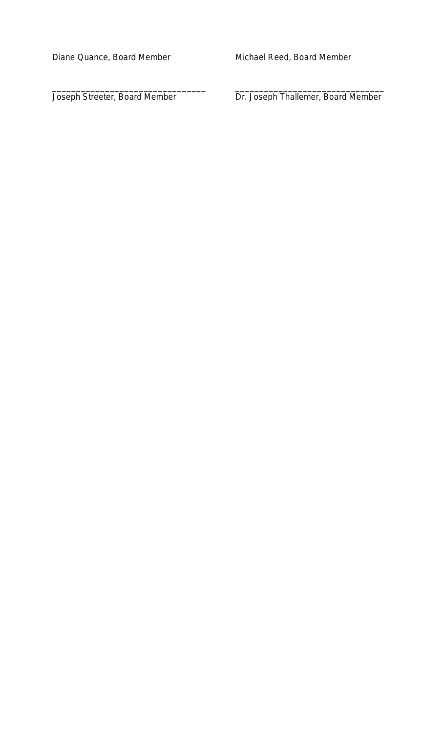Diane Quance, Board Member

Michael Reed, Board Member

______________________________

Joseph Streeter, Board Member

______________________________

Dr. Joseph Thallemer, Board Member